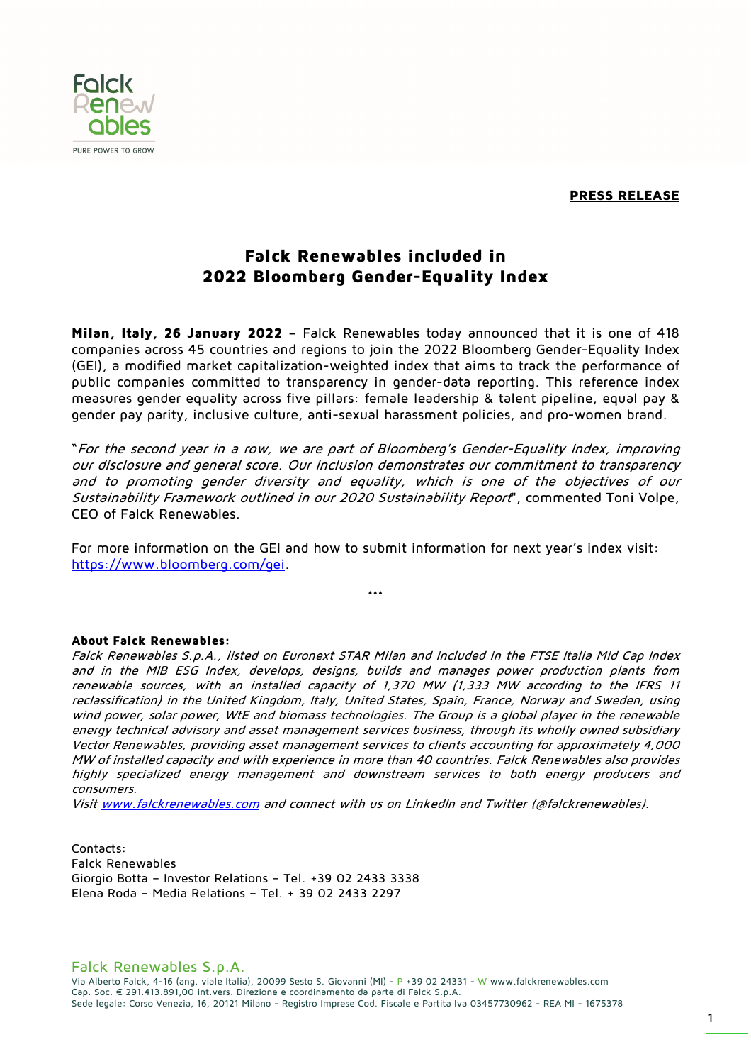Falck Renewables
PURE POWER TO GROW

**PRESS RELEASE**

# Falck Renewables included in 2022 Bloomberg Gender-Equality Index

**Milan, Italy, 26 January 2022 –** Falck Renewables today announced that it is one of 418 companies across 45 countries and regions to join the 2022 Bloomberg Gender-Equality Index (GEI), a modified market capitalization-weighted index that aims to track the performance of public companies committed to transparency in gender-data reporting. This reference index measures gender equality across five pillars: female leadership & talent pipeline, equal pay & gender pay parity, inclusive culture, anti-sexual harassment policies, and pro-women brand.

"*For the second year in a row, we are part of Bloomberg's Gender-Equality Index, improving our disclosure and general score. Our inclusion demonstrates our commitment to transparency and to promoting gender diversity and equality, which is one of the objectives of our Sustainability Framework outlined in our 2020 Sustainability Report*", commented Toni Volpe, CEO of Falck Renewables.

For more information on the GEI and how to submit information for next year's index visit: https://www.bloomberg.com/gei.

\*\*\*

**About Falck Renewables:**

*Falck Renewables S.p.A., listed on Euronext STAR Milan and included in the FTSE Italia Mid Cap Index and in the MIB ESG Index, develops, designs, builds and manages power production plants from renewable sources, with an installed capacity of 1,370 MW (1,333 MW according to the IFRS 11 reclassification) in the United Kingdom, Italy, United States, Spain, France, Norway and Sweden, using wind power, solar power, WtE and biomass technologies. The Group is a global player in the renewable energy technical advisory and asset management services business, through its wholly owned subsidiary Vector Renewables, providing asset management services to clients accounting for approximately 4,000 MW of installed capacity and with experience in more than 40 countries. Falck Renewables also provides highly specialized energy management and downstream services to both energy producers and consumers.*

*Visit www.falckrenewables.com and connect with us on LinkedIn and Twitter (@falckrenewables).*

Contacts:
Falck Renewables
Giorgio Botta – Investor Relations – Tel. +39 02 2433 3338
Elena Roda – Media Relations – Tel. + 39 02 2433 2297

Falck Renewables S.p.A.
Via Alberto Falck, 4-16 (ang. viale Italia), 20099 Sesto S. Giovanni (MI) - P +39 02 24331 - W www.falckrenewables.com
Cap. Soc. € 291.413.891,00 int.vers. Direzione e coordinamento da parte di Falck S.p.A.
Sede legale: Corso Venezia, 16, 20121 Milano - Registro Imprese Cod. Fiscale e Partita Iva 03457730962 - REA MI - 1675378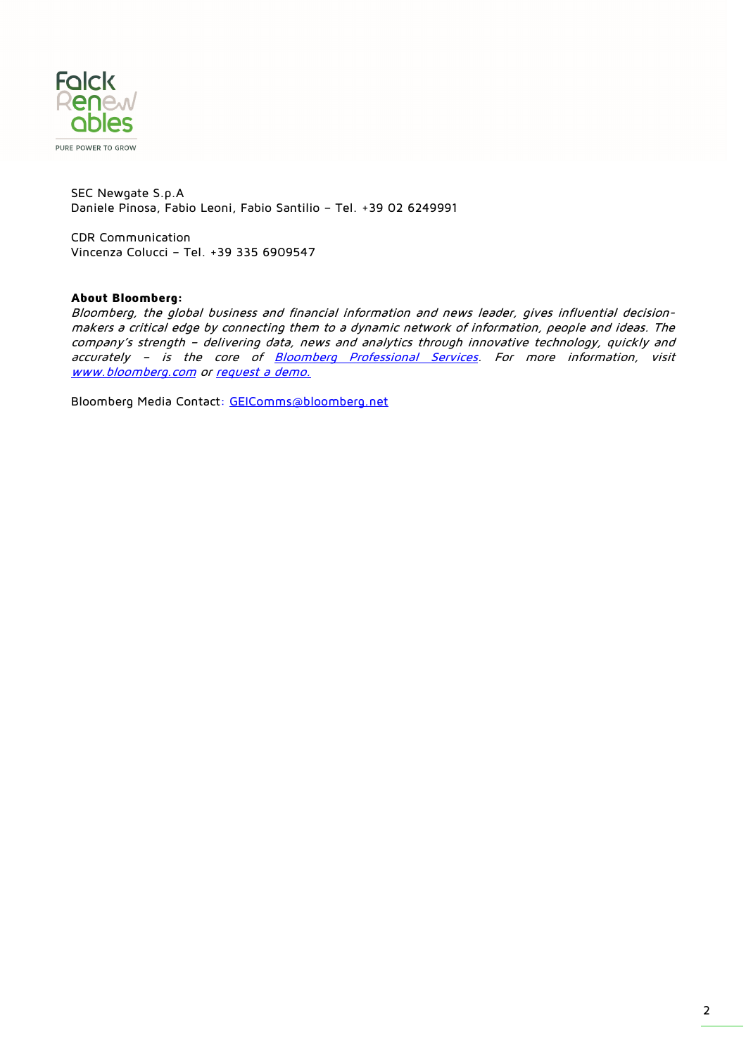SEC Newgate S.p.A
Daniele Pinosa, Fabio Leoni, Fabio Santilio – Tel. +39 02 6249991

CDR Communication
Vincenza Colucci – Tel. +39 335 6909547

**About Bloomberg:**
*Bloomberg, the global business and financial information and news leader, gives influential decision-makers a critical edge by connecting them to a dynamic network of information, people and ideas. The company's strength – delivering data, news and analytics through innovative technology, quickly and accurately – is the core of Bloomberg Professional Services. For more information, visit www.bloomberg.com or request a demo.*

Bloomberg Media Contact: GEIComms@bloomberg.net